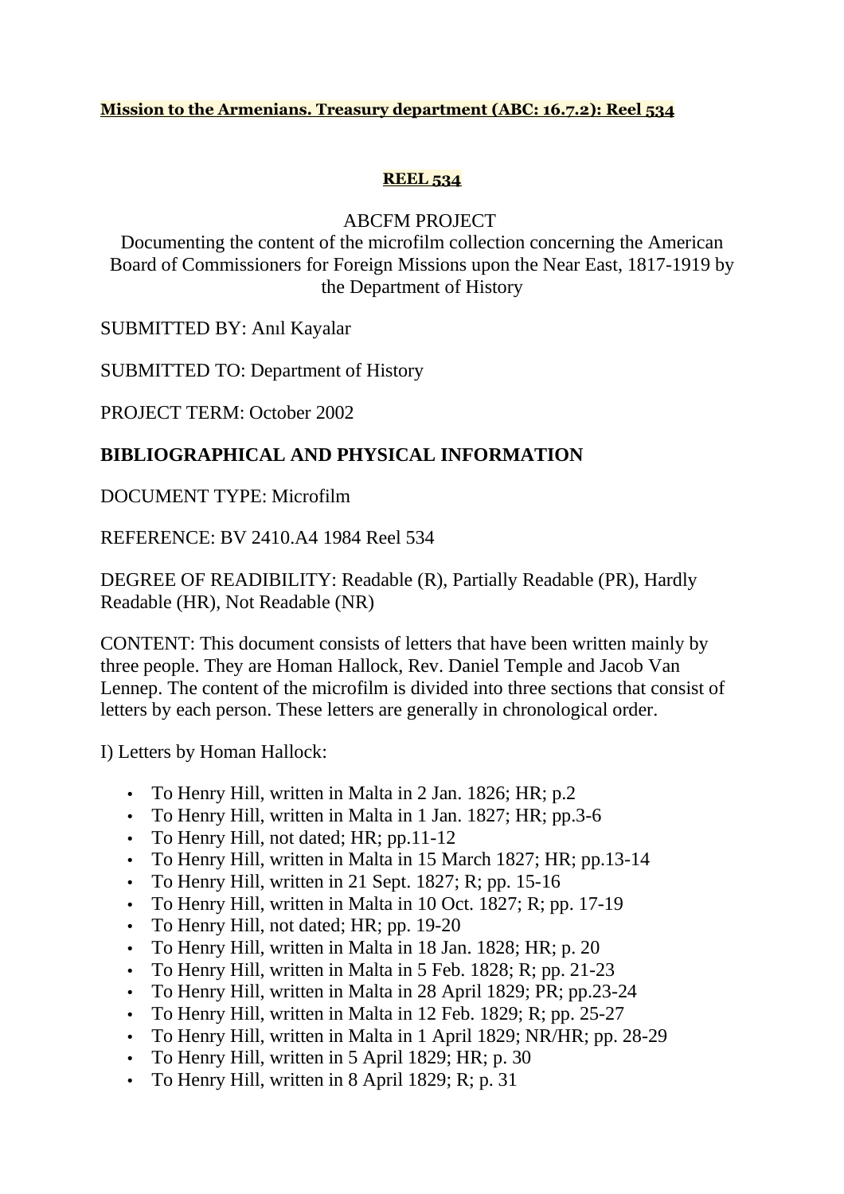**Mission to the Armenians. Treasury department (ABC: 16.7.2): Reel 534**

**REEL 534**

ABCFM PROJECT
Documenting the content of the microfilm collection concerning the American Board of Commissioners for Foreign Missions upon the Near East, 1817-1919 by the Department of History

SUBMITTED BY: Anıl Kayalar

SUBMITTED TO: Department of History

PROJECT TERM: October 2002

## BIBLIOGRAPHICAL AND PHYSICAL INFORMATION

DOCUMENT TYPE: Microfilm

REFERENCE: BV 2410.A4 1984 Reel 534

DEGREE OF READIBILITY: Readable (R), Partially Readable (PR), Hardly Readable (HR), Not Readable (NR)

CONTENT: This document consists of letters that have been written mainly by three people. They are Homan Hallock, Rev. Daniel Temple and Jacob Van Lennep. The content of the microfilm is divided into three sections that consist of letters by each person. These letters are generally in chronological order.

I) Letters by Homan Hallock:

- To Henry Hill, written in Malta in 2 Jan. 1826; HR; p.2
- To Henry Hill, written in Malta in 1 Jan. 1827; HR; pp.3-6
- To Henry Hill, not dated; HR; pp.11-12
- To Henry Hill, written in Malta in 15 March 1827; HR; pp.13-14
- To Henry Hill, written in 21 Sept. 1827; R; pp. 15-16
- To Henry Hill, written in Malta in 10 Oct. 1827; R; pp. 17-19
- To Henry Hill, not dated; HR; pp. 19-20
- To Henry Hill, written in Malta in 18 Jan. 1828; HR; p. 20
- To Henry Hill, written in Malta in 5 Feb. 1828; R; pp. 21-23
- To Henry Hill, written in Malta in 28 April 1829; PR; pp.23-24
- To Henry Hill, written in Malta in 12 Feb. 1829; R; pp. 25-27
- To Henry Hill, written in Malta in 1 April 1829; NR/HR; pp. 28-29
- To Henry Hill, written in 5 April 1829; HR; p. 30
- To Henry Hill, written in 8 April 1829; R; p. 31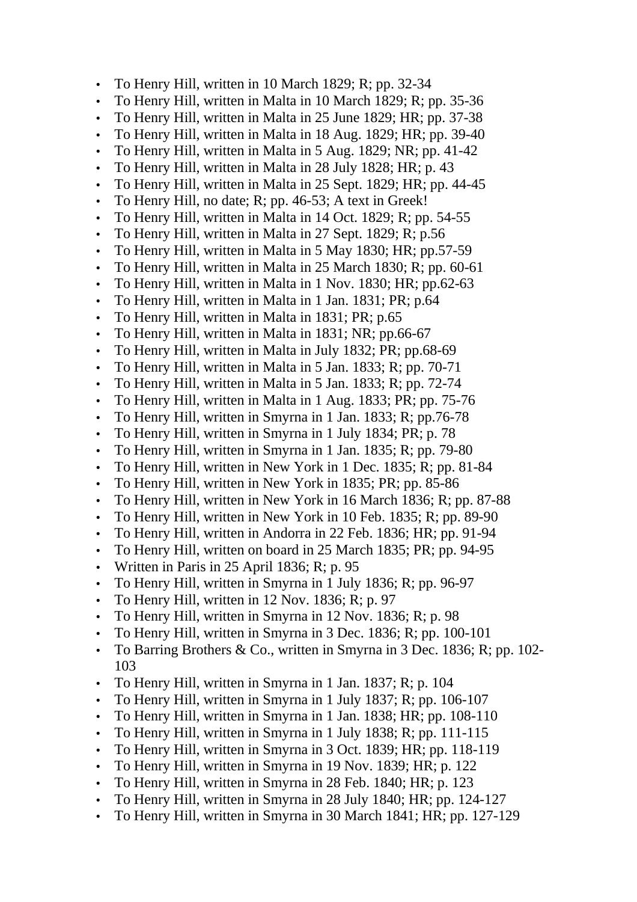- To Henry Hill, written in 10 March 1829; R; pp. 32-34
- To Henry Hill, written in Malta in 10 March 1829; R; pp. 35-36
- To Henry Hill, written in Malta in 25 June 1829; HR; pp. 37-38
- To Henry Hill, written in Malta in 18 Aug. 1829; HR; pp. 39-40
- To Henry Hill, written in Malta in 5 Aug. 1829; NR; pp. 41-42
- To Henry Hill, written in Malta in 28 July 1828; HR; p. 43
- To Henry Hill, written in Malta in 25 Sept. 1829; HR; pp. 44-45
- To Henry Hill, no date; R; pp. 46-53; A text in Greek!
- To Henry Hill, written in Malta in 14 Oct. 1829; R; pp. 54-55
- To Henry Hill, written in Malta in 27 Sept. 1829; R; p.56
- To Henry Hill, written in Malta in 5 May 1830; HR; pp.57-59
- To Henry Hill, written in Malta in 25 March 1830; R; pp. 60-61
- To Henry Hill, written in Malta in 1 Nov. 1830; HR; pp.62-63
- To Henry Hill, written in Malta in 1 Jan. 1831; PR; p.64
- To Henry Hill, written in Malta in 1831; PR; p.65
- To Henry Hill, written in Malta in 1831; NR; pp.66-67
- To Henry Hill, written in Malta in July 1832; PR; pp.68-69
- To Henry Hill, written in Malta in 5 Jan. 1833; R; pp. 70-71
- To Henry Hill, written in Malta in 5 Jan. 1833; R; pp. 72-74
- To Henry Hill, written in Malta in 1 Aug. 1833; PR; pp. 75-76
- To Henry Hill, written in Smyrna in 1 Jan. 1833; R; pp.76-78
- To Henry Hill, written in Smyrna in 1 July 1834; PR; p. 78
- To Henry Hill, written in Smyrna in 1 Jan. 1835; R; pp. 79-80
- To Henry Hill, written in New York in 1 Dec. 1835; R; pp. 81-84
- To Henry Hill, written in New York in 1835; PR; pp. 85-86
- To Henry Hill, written in New York in 16 March 1836; R; pp. 87-88
- To Henry Hill, written in New York in 10 Feb. 1835; R; pp. 89-90
- To Henry Hill, written in Andorra in 22 Feb. 1836; HR; pp. 91-94
- To Henry Hill, written on board in 25 March 1835; PR; pp. 94-95
- Written in Paris in 25 April 1836; R; p. 95
- To Henry Hill, written in Smyrna in 1 July 1836; R; pp. 96-97
- To Henry Hill, written in 12 Nov. 1836; R; p. 97
- To Henry Hill, written in Smyrna in 12 Nov. 1836; R; p. 98
- To Henry Hill, written in Smyrna in 3 Dec. 1836; R; pp. 100-101
- To Barring Brothers & Co., written in Smyrna in 3 Dec. 1836; R; pp. 102-103
- To Henry Hill, written in Smyrna in 1 Jan. 1837; R; p. 104
- To Henry Hill, written in Smyrna in 1 July 1837; R; pp. 106-107
- To Henry Hill, written in Smyrna in 1 Jan. 1838; HR; pp. 108-110
- To Henry Hill, written in Smyrna in 1 July 1838; R; pp. 111-115
- To Henry Hill, written in Smyrna in 3 Oct. 1839; HR; pp. 118-119
- To Henry Hill, written in Smyrna in 19 Nov. 1839; HR; p. 122
- To Henry Hill, written in Smyrna in 28 Feb. 1840; HR; p. 123
- To Henry Hill, written in Smyrna in 28 July 1840; HR; pp. 124-127
- To Henry Hill, written in Smyrna in 30 March 1841; HR; pp. 127-129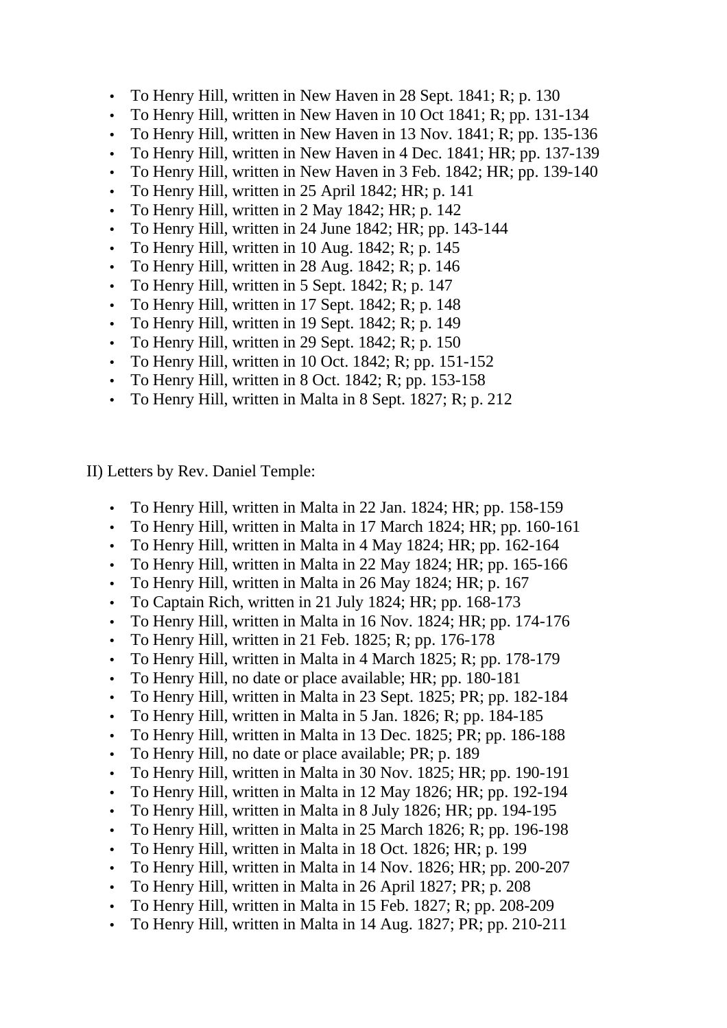- To Henry Hill, written in New Haven in 28 Sept. 1841; R; p. 130
- To Henry Hill, written in New Haven in 10 Oct 1841; R; pp. 131-134
- To Henry Hill, written in New Haven in 13 Nov. 1841; R; pp. 135-136
- To Henry Hill, written in New Haven in 4 Dec. 1841; HR; pp. 137-139
- To Henry Hill, written in New Haven in 3 Feb. 1842; HR; pp. 139-140
- To Henry Hill, written in 25 April 1842; HR; p. 141
- To Henry Hill, written in 2 May 1842; HR; p. 142
- To Henry Hill, written in 24 June 1842; HR; pp. 143-144
- To Henry Hill, written in 10 Aug. 1842; R; p. 145
- To Henry Hill, written in 28 Aug. 1842; R; p. 146
- To Henry Hill, written in 5 Sept. 1842; R; p. 147
- To Henry Hill, written in 17 Sept. 1842; R; p. 148
- To Henry Hill, written in 19 Sept. 1842; R; p. 149
- To Henry Hill, written in 29 Sept. 1842; R; p. 150
- To Henry Hill, written in 10 Oct. 1842; R; pp. 151-152
- To Henry Hill, written in 8 Oct. 1842; R; pp. 153-158
- To Henry Hill, written in Malta in 8 Sept. 1827; R; p. 212

II) Letters by Rev. Daniel Temple:

- To Henry Hill, written in Malta in 22 Jan. 1824; HR; pp. 158-159
- To Henry Hill, written in Malta in 17 March 1824; HR; pp. 160-161
- To Henry Hill, written in Malta in 4 May 1824; HR; pp. 162-164
- To Henry Hill, written in Malta in 22 May 1824; HR; pp. 165-166
- To Henry Hill, written in Malta in 26 May 1824; HR; p. 167
- To Captain Rich, written in 21 July 1824; HR; pp. 168-173
- To Henry Hill, written in Malta in 16 Nov. 1824; HR; pp. 174-176
- To Henry Hill, written in 21 Feb. 1825; R; pp. 176-178
- To Henry Hill, written in Malta in 4 March 1825; R; pp. 178-179
- To Henry Hill, no date or place available; HR; pp. 180-181
- To Henry Hill, written in Malta in 23 Sept. 1825; PR; pp. 182-184
- To Henry Hill, written in Malta in 5 Jan. 1826; R; pp. 184-185
- To Henry Hill, written in Malta in 13 Dec. 1825; PR; pp. 186-188
- To Henry Hill, no date or place available; PR; p. 189
- To Henry Hill, written in Malta in 30 Nov. 1825; HR; pp. 190-191
- To Henry Hill, written in Malta in 12 May 1826; HR; pp. 192-194
- To Henry Hill, written in Malta in 8 July 1826; HR; pp. 194-195
- To Henry Hill, written in Malta in 25 March 1826; R; pp. 196-198
- To Henry Hill, written in Malta in 18 Oct. 1826; HR; p. 199
- To Henry Hill, written in Malta in 14 Nov. 1826; HR; pp. 200-207
- To Henry Hill, written in Malta in 26 April 1827; PR; p. 208
- To Henry Hill, written in Malta in 15 Feb. 1827; R; pp. 208-209
- To Henry Hill, written in Malta in 14 Aug. 1827; PR; pp. 210-211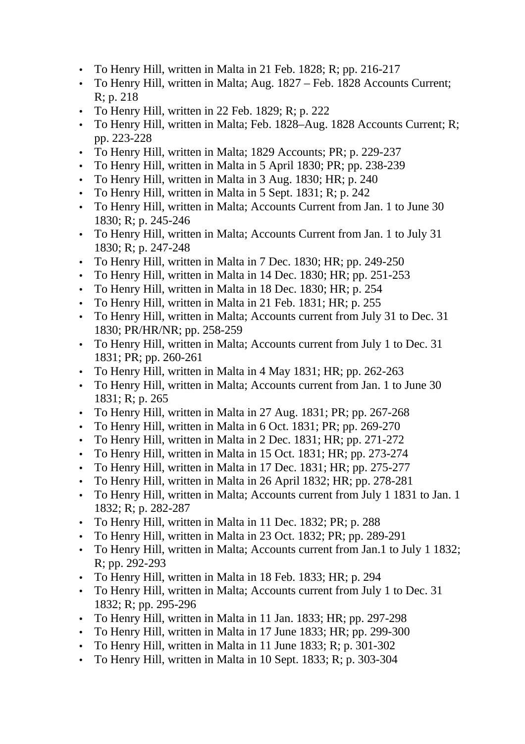- To Henry Hill, written in Malta in 21 Feb. 1828; R; pp. 216-217
- To Henry Hill, written in Malta; Aug. 1827 – Feb. 1828 Accounts Current; R; p. 218
- To Henry Hill, written in 22 Feb. 1829; R; p. 222
- To Henry Hill, written in Malta; Feb. 1828–Aug. 1828 Accounts Current; R; pp. 223-228
- To Henry Hill, written in Malta; 1829 Accounts; PR; p. 229-237
- To Henry Hill, written in Malta in 5 April 1830; PR; pp. 238-239
- To Henry Hill, written in Malta in 3 Aug. 1830; HR; p. 240
- To Henry Hill, written in Malta in 5 Sept. 1831; R; p. 242
- To Henry Hill, written in Malta; Accounts Current from Jan. 1 to June 30 1830; R; p. 245-246
- To Henry Hill, written in Malta; Accounts Current from Jan. 1 to July 31 1830; R; p. 247-248
- To Henry Hill, written in Malta in 7 Dec. 1830; HR; pp. 249-250
- To Henry Hill, written in Malta in 14 Dec. 1830; HR; pp. 251-253
- To Henry Hill, written in Malta in 18 Dec. 1830; HR; p. 254
- To Henry Hill, written in Malta in 21 Feb. 1831; HR; p. 255
- To Henry Hill, written in Malta; Accounts current from July 31 to Dec. 31 1830; PR/HR/NR; pp. 258-259
- To Henry Hill, written in Malta; Accounts current from July 1 to Dec. 31 1831; PR; pp. 260-261
- To Henry Hill, written in Malta in 4 May 1831; HR; pp. 262-263
- To Henry Hill, written in Malta; Accounts current from Jan. 1 to June 30 1831; R; p. 265
- To Henry Hill, written in Malta in 27 Aug. 1831; PR; pp. 267-268
- To Henry Hill, written in Malta in 6 Oct. 1831; PR; pp. 269-270
- To Henry Hill, written in Malta in 2 Dec. 1831; HR; pp. 271-272
- To Henry Hill, written in Malta in 15 Oct. 1831; HR; pp. 273-274
- To Henry Hill, written in Malta in 17 Dec. 1831; HR; pp. 275-277
- To Henry Hill, written in Malta in 26 April 1832; HR; pp. 278-281
- To Henry Hill, written in Malta; Accounts current from July 1 1831 to Jan. 1 1832; R; p. 282-287
- To Henry Hill, written in Malta in 11 Dec. 1832; PR; p. 288
- To Henry Hill, written in Malta in 23 Oct. 1832; PR; pp. 289-291
- To Henry Hill, written in Malta; Accounts current from Jan.1 to July 1 1832; R; pp. 292-293
- To Henry Hill, written in Malta in 18 Feb. 1833; HR; p. 294
- To Henry Hill, written in Malta; Accounts current from July 1 to Dec. 31 1832; R; pp. 295-296
- To Henry Hill, written in Malta in 11 Jan. 1833; HR; pp. 297-298
- To Henry Hill, written in Malta in 17 June 1833; HR; pp. 299-300
- To Henry Hill, written in Malta in 11 June 1833; R; p. 301-302
- To Henry Hill, written in Malta in 10 Sept. 1833; R; p. 303-304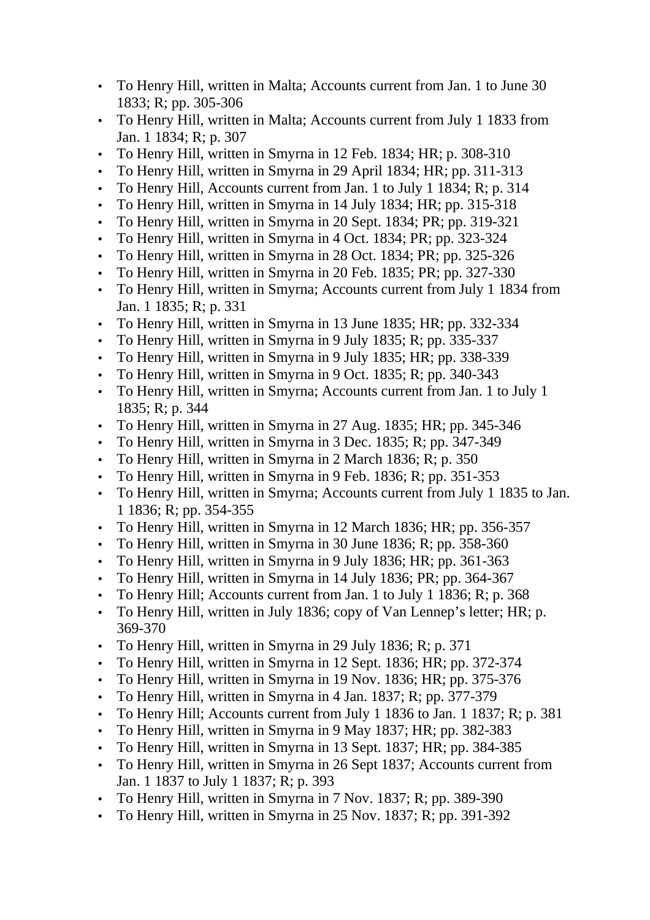- To Henry Hill, written in Malta; Accounts current from Jan. 1 to June 30 1833; R; pp. 305-306
- To Henry Hill, written in Malta; Accounts current from July 1 1833 from Jan. 1 1834; R; p. 307
- To Henry Hill, written in Smyrna in 12 Feb. 1834; HR; p. 308-310
- To Henry Hill, written in Smyrna in 29 April 1834; HR; pp. 311-313
- To Henry Hill, Accounts current from Jan. 1 to July 1 1834; R; p. 314
- To Henry Hill, written in Smyrna in 14 July 1834; HR; pp. 315-318
- To Henry Hill, written in Smyrna in 20 Sept. 1834; PR; pp. 319-321
- To Henry Hill, written in Smyrna in 4 Oct. 1834; PR; pp. 323-324
- To Henry Hill, written in Smyrna in 28 Oct. 1834; PR; pp. 325-326
- To Henry Hill, written in Smyrna in 20 Feb. 1835; PR; pp. 327-330
- To Henry Hill, written in Smyrna; Accounts current from July 1 1834 from Jan. 1 1835; R; p. 331
- To Henry Hill, written in Smyrna in 13 June 1835; HR; pp. 332-334
- To Henry Hill, written in Smyrna in 9 July 1835; R; pp. 335-337
- To Henry Hill, written in Smyrna in 9 July 1835; HR; pp. 338-339
- To Henry Hill, written in Smyrna in 9 Oct. 1835; R; pp. 340-343
- To Henry Hill, written in Smyrna; Accounts current from Jan. 1 to July 1 1835; R; p. 344
- To Henry Hill, written in Smyrna in 27 Aug. 1835; HR; pp. 345-346
- To Henry Hill, written in Smyrna in 3 Dec. 1835; R; pp. 347-349
- To Henry Hill, written in Smyrna in 2 March 1836; R; p. 350
- To Henry Hill, written in Smyrna in 9 Feb. 1836; R; pp. 351-353
- To Henry Hill, written in Smyrna; Accounts current from July 1 1835 to Jan. 1 1836; R; pp. 354-355
- To Henry Hill, written in Smyrna in 12 March 1836; HR; pp. 356-357
- To Henry Hill, written in Smyrna in 30 June 1836; R; pp. 358-360
- To Henry Hill, written in Smyrna in 9 July 1836; HR; pp. 361-363
- To Henry Hill, written in Smyrna in 14 July 1836; PR; pp. 364-367
- To Henry Hill; Accounts current from Jan. 1 to July 1 1836; R; p. 368
- To Henry Hill, written in July 1836; copy of Van Lennep's letter; HR; p. 369-370
- To Henry Hill, written in Smyrna in 29 July 1836; R; p. 371
- To Henry Hill, written in Smyrna in 12 Sept. 1836; HR; pp. 372-374
- To Henry Hill, written in Smyrna in 19 Nov. 1836; HR; pp. 375-376
- To Henry Hill, written in Smyrna in 4 Jan. 1837; R; pp. 377-379
- To Henry Hill; Accounts current from July 1 1836 to Jan. 1 1837; R; p. 381
- To Henry Hill, written in Smyrna in 9 May 1837; HR; pp. 382-383
- To Henry Hill, written in Smyrna in 13 Sept. 1837; HR; pp. 384-385
- To Henry Hill, written in Smyrna in 26 Sept 1837; Accounts current from Jan. 1 1837 to July 1 1837; R; p. 393
- To Henry Hill, written in Smyrna in 7 Nov. 1837; R; pp. 389-390
- To Henry Hill, written in Smyrna in 25 Nov. 1837; R; pp. 391-392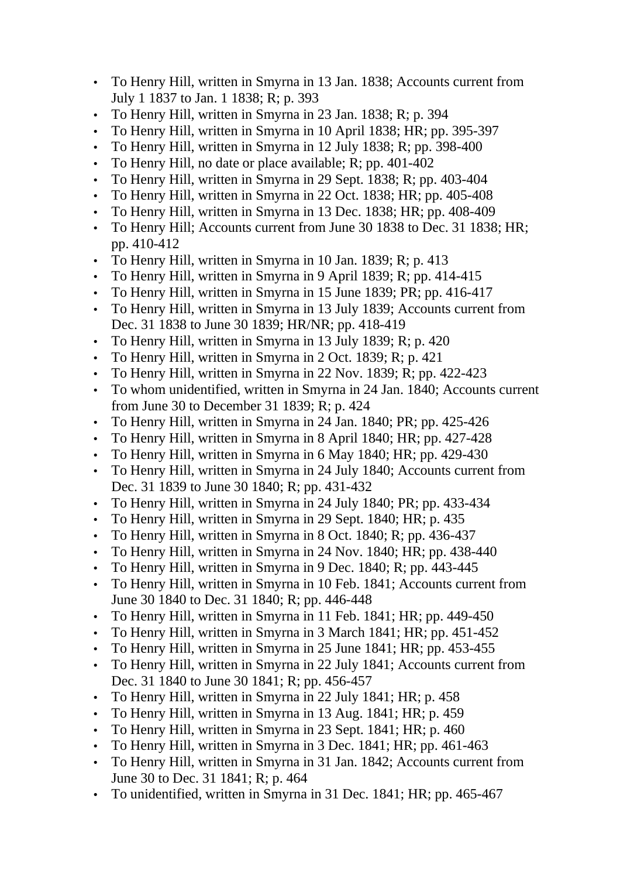- To Henry Hill, written in Smyrna in 13 Jan. 1838; Accounts current from July 1 1837 to Jan. 1 1838; R; p. 393
- To Henry Hill, written in Smyrna in 23 Jan. 1838; R; p. 394
- To Henry Hill, written in Smyrna in 10 April 1838; HR; pp. 395-397
- To Henry Hill, written in Smyrna in 12 July 1838; R; pp. 398-400
- To Henry Hill, no date or place available; R; pp. 401-402
- To Henry Hill, written in Smyrna in 29 Sept. 1838; R; pp. 403-404
- To Henry Hill, written in Smyrna in 22 Oct. 1838; HR; pp. 405-408
- To Henry Hill, written in Smyrna in 13 Dec. 1838; HR; pp. 408-409
- To Henry Hill; Accounts current from June 30 1838 to Dec. 31 1838; HR; pp. 410-412
- To Henry Hill, written in Smyrna in 10 Jan. 1839; R; p. 413
- To Henry Hill, written in Smyrna in 9 April 1839; R; pp. 414-415
- To Henry Hill, written in Smyrna in 15 June 1839; PR; pp. 416-417
- To Henry Hill, written in Smyrna in 13 July 1839; Accounts current from Dec. 31 1838 to June 30 1839; HR/NR; pp. 418-419
- To Henry Hill, written in Smyrna in 13 July 1839; R; p. 420
- To Henry Hill, written in Smyrna in 2 Oct. 1839; R; p. 421
- To Henry Hill, written in Smyrna in 22 Nov. 1839; R; pp. 422-423
- To whom unidentified, written in Smyrna in 24 Jan. 1840; Accounts current from June 30 to December 31 1839; R; p. 424
- To Henry Hill, written in Smyrna in 24 Jan. 1840; PR; pp. 425-426
- To Henry Hill, written in Smyrna in 8 April 1840; HR; pp. 427-428
- To Henry Hill, written in Smyrna in 6 May 1840; HR; pp. 429-430
- To Henry Hill, written in Smyrna in 24 July 1840; Accounts current from Dec. 31 1839 to June 30 1840; R; pp. 431-432
- To Henry Hill, written in Smyrna in 24 July 1840; PR; pp. 433-434
- To Henry Hill, written in Smyrna in 29 Sept. 1840; HR; p. 435
- To Henry Hill, written in Smyrna in 8 Oct. 1840; R; pp. 436-437
- To Henry Hill, written in Smyrna in 24 Nov. 1840; HR; pp. 438-440
- To Henry Hill, written in Smyrna in 9 Dec. 1840; R; pp. 443-445
- To Henry Hill, written in Smyrna in 10 Feb. 1841; Accounts current from June 30 1840 to Dec. 31 1840; R; pp. 446-448
- To Henry Hill, written in Smyrna in 11 Feb. 1841; HR; pp. 449-450
- To Henry Hill, written in Smyrna in 3 March 1841; HR; pp. 451-452
- To Henry Hill, written in Smyrna in 25 June 1841; HR; pp. 453-455
- To Henry Hill, written in Smyrna in 22 July 1841; Accounts current from Dec. 31 1840 to June 30 1841; R; pp. 456-457
- To Henry Hill, written in Smyrna in 22 July 1841; HR; p. 458
- To Henry Hill, written in Smyrna in 13 Aug. 1841; HR; p. 459
- To Henry Hill, written in Smyrna in 23 Sept. 1841; HR; p. 460
- To Henry Hill, written in Smyrna in 3 Dec. 1841; HR; pp. 461-463
- To Henry Hill, written in Smyrna in 31 Jan. 1842; Accounts current from June 30 to Dec. 31 1841; R; p. 464
- To unidentified, written in Smyrna in 31 Dec. 1841; HR; pp. 465-467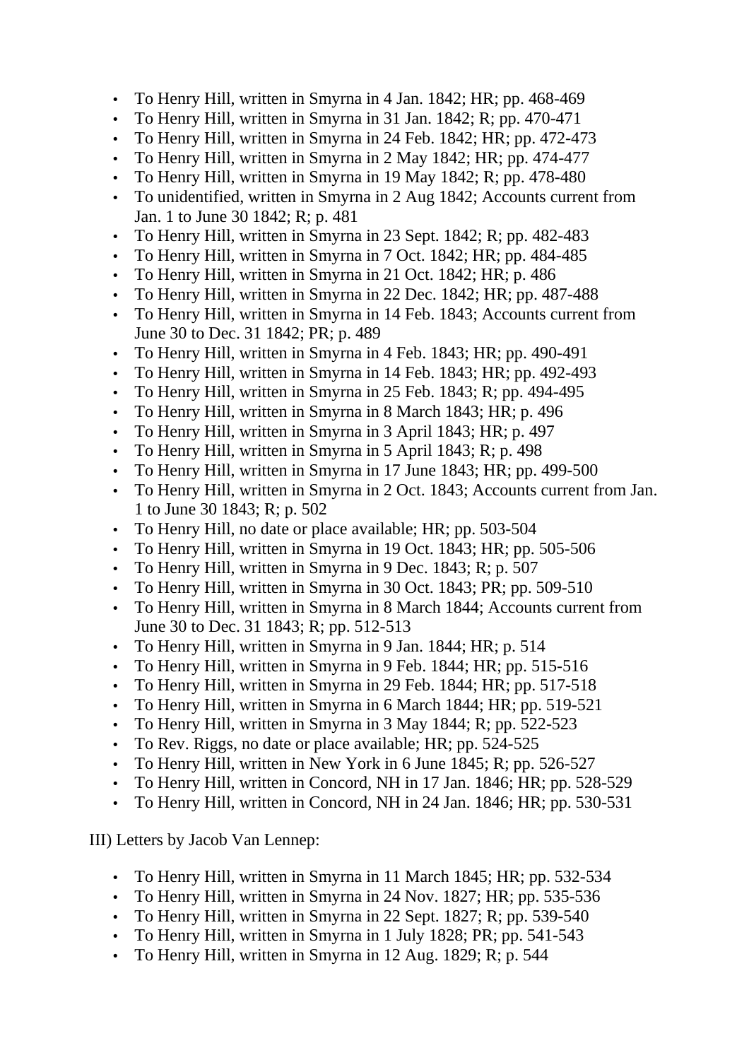- To Henry Hill, written in Smyrna in 4 Jan. 1842; HR; pp. 468-469
- To Henry Hill, written in Smyrna in 31 Jan. 1842; R; pp. 470-471
- To Henry Hill, written in Smyrna in 24 Feb. 1842; HR; pp. 472-473
- To Henry Hill, written in Smyrna in 2 May 1842; HR; pp. 474-477
- To Henry Hill, written in Smyrna in 19 May 1842; R; pp. 478-480
- To unidentified, written in Smyrna in 2 Aug 1842; Accounts current from Jan. 1 to June 30 1842; R; p. 481
- To Henry Hill, written in Smyrna in 23 Sept. 1842; R; pp. 482-483
- To Henry Hill, written in Smyrna in 7 Oct. 1842; HR; pp. 484-485
- To Henry Hill, written in Smyrna in 21 Oct. 1842; HR; p. 486
- To Henry Hill, written in Smyrna in 22 Dec. 1842; HR; pp. 487-488
- To Henry Hill, written in Smyrna in 14 Feb. 1843; Accounts current from June 30 to Dec. 31 1842; PR; p. 489
- To Henry Hill, written in Smyrna in 4 Feb. 1843; HR; pp. 490-491
- To Henry Hill, written in Smyrna in 14 Feb. 1843; HR; pp. 492-493
- To Henry Hill, written in Smyrna in 25 Feb. 1843; R; pp. 494-495
- To Henry Hill, written in Smyrna in 8 March 1843; HR; p. 496
- To Henry Hill, written in Smyrna in 3 April 1843; HR; p. 497
- To Henry Hill, written in Smyrna in 5 April 1843; R; p. 498
- To Henry Hill, written in Smyrna in 17 June 1843; HR; pp. 499-500
- To Henry Hill, written in Smyrna in 2 Oct. 1843; Accounts current from Jan. 1 to June 30 1843; R; p. 502
- To Henry Hill, no date or place available; HR; pp. 503-504
- To Henry Hill, written in Smyrna in 19 Oct. 1843; HR; pp. 505-506
- To Henry Hill, written in Smyrna in 9 Dec. 1843; R; p. 507
- To Henry Hill, written in Smyrna in 30 Oct. 1843; PR; pp. 509-510
- To Henry Hill, written in Smyrna in 8 March 1844; Accounts current from June 30 to Dec. 31 1843; R; pp. 512-513
- To Henry Hill, written in Smyrna in 9 Jan. 1844; HR; p. 514
- To Henry Hill, written in Smyrna in 9 Feb. 1844; HR; pp. 515-516
- To Henry Hill, written in Smyrna in 29 Feb. 1844; HR; pp. 517-518
- To Henry Hill, written in Smyrna in 6 March 1844; HR; pp. 519-521
- To Henry Hill, written in Smyrna in 3 May 1844; R; pp. 522-523
- To Rev. Riggs, no date or place available; HR; pp. 524-525
- To Henry Hill, written in New York in 6 June 1845; R; pp. 526-527
- To Henry Hill, written in Concord, NH in 17 Jan. 1846; HR; pp. 528-529
- To Henry Hill, written in Concord, NH in 24 Jan. 1846; HR; pp. 530-531

III) Letters by Jacob Van Lennep:

- To Henry Hill, written in Smyrna in 11 March 1845; HR; pp. 532-534
- To Henry Hill, written in Smyrna in 24 Nov. 1827; HR; pp. 535-536
- To Henry Hill, written in Smyrna in 22 Sept. 1827; R; pp. 539-540
- To Henry Hill, written in Smyrna in 1 July 1828; PR; pp. 541-543
- To Henry Hill, written in Smyrna in 12 Aug. 1829; R; p. 544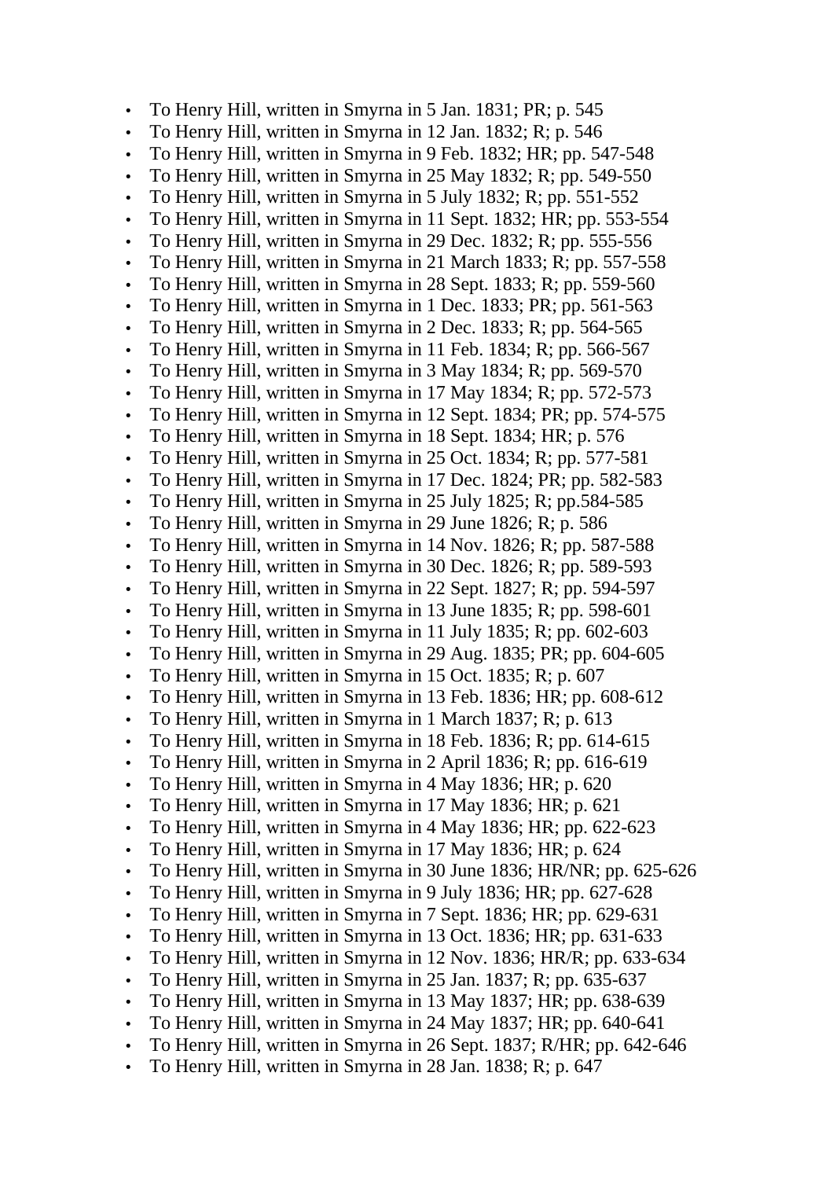- To Henry Hill, written in Smyrna in 5 Jan. 1831; PR; p. 545
- To Henry Hill, written in Smyrna in 12 Jan. 1832; R; p. 546
- To Henry Hill, written in Smyrna in 9 Feb. 1832; HR; pp. 547-548
- To Henry Hill, written in Smyrna in 25 May 1832; R; pp. 549-550
- To Henry Hill, written in Smyrna in 5 July 1832; R; pp. 551-552
- To Henry Hill, written in Smyrna in 11 Sept. 1832; HR; pp. 553-554
- To Henry Hill, written in Smyrna in 29 Dec. 1832; R; pp. 555-556
- To Henry Hill, written in Smyrna in 21 March 1833; R; pp. 557-558
- To Henry Hill, written in Smyrna in 28 Sept. 1833; R; pp. 559-560
- To Henry Hill, written in Smyrna in 1 Dec. 1833; PR; pp. 561-563
- To Henry Hill, written in Smyrna in 2 Dec. 1833; R; pp. 564-565
- To Henry Hill, written in Smyrna in 11 Feb. 1834; R; pp. 566-567
- To Henry Hill, written in Smyrna in 3 May 1834; R; pp. 569-570
- To Henry Hill, written in Smyrna in 17 May 1834; R; pp. 572-573
- To Henry Hill, written in Smyrna in 12 Sept. 1834; PR; pp. 574-575
- To Henry Hill, written in Smyrna in 18 Sept. 1834; HR; p. 576
- To Henry Hill, written in Smyrna in 25 Oct. 1834; R; pp. 577-581
- To Henry Hill, written in Smyrna in 17 Dec. 1824; PR; pp. 582-583
- To Henry Hill, written in Smyrna in 25 July 1825; R; pp.584-585
- To Henry Hill, written in Smyrna in 29 June 1826; R; p. 586
- To Henry Hill, written in Smyrna in 14 Nov. 1826; R; pp. 587-588
- To Henry Hill, written in Smyrna in 30 Dec. 1826; R; pp. 589-593
- To Henry Hill, written in Smyrna in 22 Sept. 1827; R; pp. 594-597
- To Henry Hill, written in Smyrna in 13 June 1835; R; pp. 598-601
- To Henry Hill, written in Smyrna in 11 July 1835; R; pp. 602-603
- To Henry Hill, written in Smyrna in 29 Aug. 1835; PR; pp. 604-605
- To Henry Hill, written in Smyrna in 15 Oct. 1835; R; p. 607
- To Henry Hill, written in Smyrna in 13 Feb. 1836; HR; pp. 608-612
- To Henry Hill, written in Smyrna in 1 March 1837; R; p. 613
- To Henry Hill, written in Smyrna in 18 Feb. 1836; R; pp. 614-615
- To Henry Hill, written in Smyrna in 2 April 1836; R; pp. 616-619
- To Henry Hill, written in Smyrna in 4 May 1836; HR; p. 620
- To Henry Hill, written in Smyrna in 17 May 1836; HR; p. 621
- To Henry Hill, written in Smyrna in 4 May 1836; HR; pp. 622-623
- To Henry Hill, written in Smyrna in 17 May 1836; HR; p. 624
- To Henry Hill, written in Smyrna in 30 June 1836; HR/NR; pp. 625-626
- To Henry Hill, written in Smyrna in 9 July 1836; HR; pp. 627-628
- To Henry Hill, written in Smyrna in 7 Sept. 1836; HR; pp. 629-631
- To Henry Hill, written in Smyrna in 13 Oct. 1836; HR; pp. 631-633
- To Henry Hill, written in Smyrna in 12 Nov. 1836; HR/R; pp. 633-634
- To Henry Hill, written in Smyrna in 25 Jan. 1837; R; pp. 635-637
- To Henry Hill, written in Smyrna in 13 May 1837; HR; pp. 638-639
- To Henry Hill, written in Smyrna in 24 May 1837; HR; pp. 640-641
- To Henry Hill, written in Smyrna in 26 Sept. 1837; R/HR; pp. 642-646
- To Henry Hill, written in Smyrna in 28 Jan. 1838; R; p. 647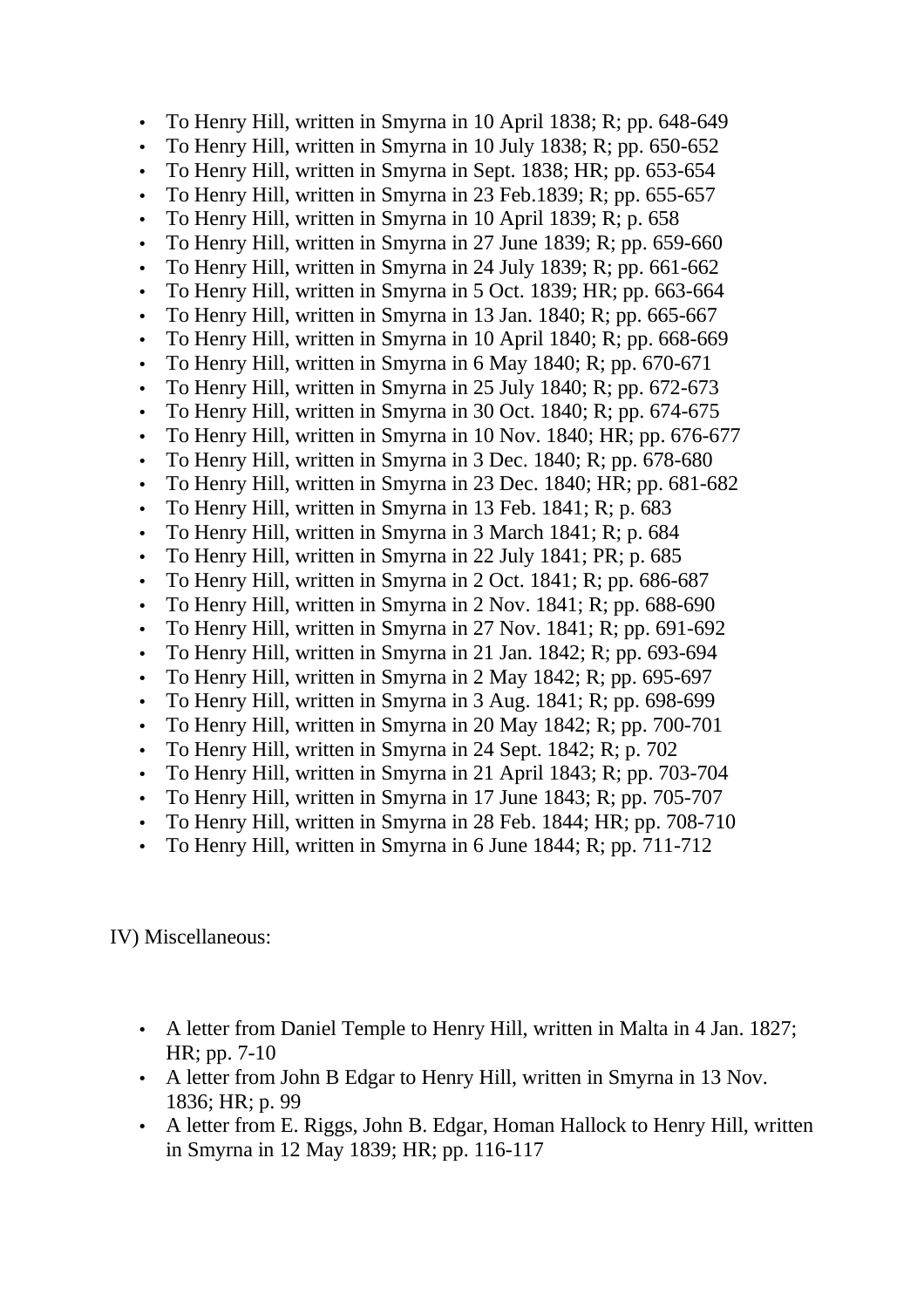- To Henry Hill, written in Smyrna in 10 April 1838; R; pp. 648-649
- To Henry Hill, written in Smyrna in 10 July 1838; R; pp. 650-652
- To Henry Hill, written in Smyrna in Sept. 1838; HR; pp. 653-654
- To Henry Hill, written in Smyrna in 23 Feb.1839; R; pp. 655-657
- To Henry Hill, written in Smyrna in 10 April 1839; R; p. 658
- To Henry Hill, written in Smyrna in 27 June 1839; R; pp. 659-660
- To Henry Hill, written in Smyrna in 24 July 1839; R; pp. 661-662
- To Henry Hill, written in Smyrna in 5 Oct. 1839; HR; pp. 663-664
- To Henry Hill, written in Smyrna in 13 Jan. 1840; R; pp. 665-667
- To Henry Hill, written in Smyrna in 10 April 1840; R; pp. 668-669
- To Henry Hill, written in Smyrna in 6 May 1840; R; pp. 670-671
- To Henry Hill, written in Smyrna in 25 July 1840; R; pp. 672-673
- To Henry Hill, written in Smyrna in 30 Oct. 1840; R; pp. 674-675
- To Henry Hill, written in Smyrna in 10 Nov. 1840; HR; pp. 676-677
- To Henry Hill, written in Smyrna in 3 Dec. 1840; R; pp. 678-680
- To Henry Hill, written in Smyrna in 23 Dec. 1840; HR; pp. 681-682
- To Henry Hill, written in Smyrna in 13 Feb. 1841; R; p. 683
- To Henry Hill, written in Smyrna in 3 March 1841; R; p. 684
- To Henry Hill, written in Smyrna in 22 July 1841; PR; p. 685
- To Henry Hill, written in Smyrna in 2 Oct. 1841; R; pp. 686-687
- To Henry Hill, written in Smyrna in 2 Nov. 1841; R; pp. 688-690
- To Henry Hill, written in Smyrna in 27 Nov. 1841; R; pp. 691-692
- To Henry Hill, written in Smyrna in 21 Jan. 1842; R; pp. 693-694
- To Henry Hill, written in Smyrna in 2 May 1842; R; pp. 695-697
- To Henry Hill, written in Smyrna in 3 Aug. 1841; R; pp. 698-699
- To Henry Hill, written in Smyrna in 20 May 1842; R; pp. 700-701
- To Henry Hill, written in Smyrna in 24 Sept. 1842; R; p. 702
- To Henry Hill, written in Smyrna in 21 April 1843; R; pp. 703-704
- To Henry Hill, written in Smyrna in 17 June 1843; R; pp. 705-707
- To Henry Hill, written in Smyrna in 28 Feb. 1844; HR; pp. 708-710
- To Henry Hill, written in Smyrna in 6 June 1844; R; pp. 711-712

IV) Miscellaneous:

- A letter from Daniel Temple to Henry Hill, written in Malta in 4 Jan. 1827; HR; pp. 7-10
- A letter from John B Edgar to Henry Hill, written in Smyrna in 13 Nov. 1836; HR; p. 99
- A letter from E. Riggs, John B. Edgar, Homan Hallock to Henry Hill, written in Smyrna in 12 May 1839; HR; pp. 116-117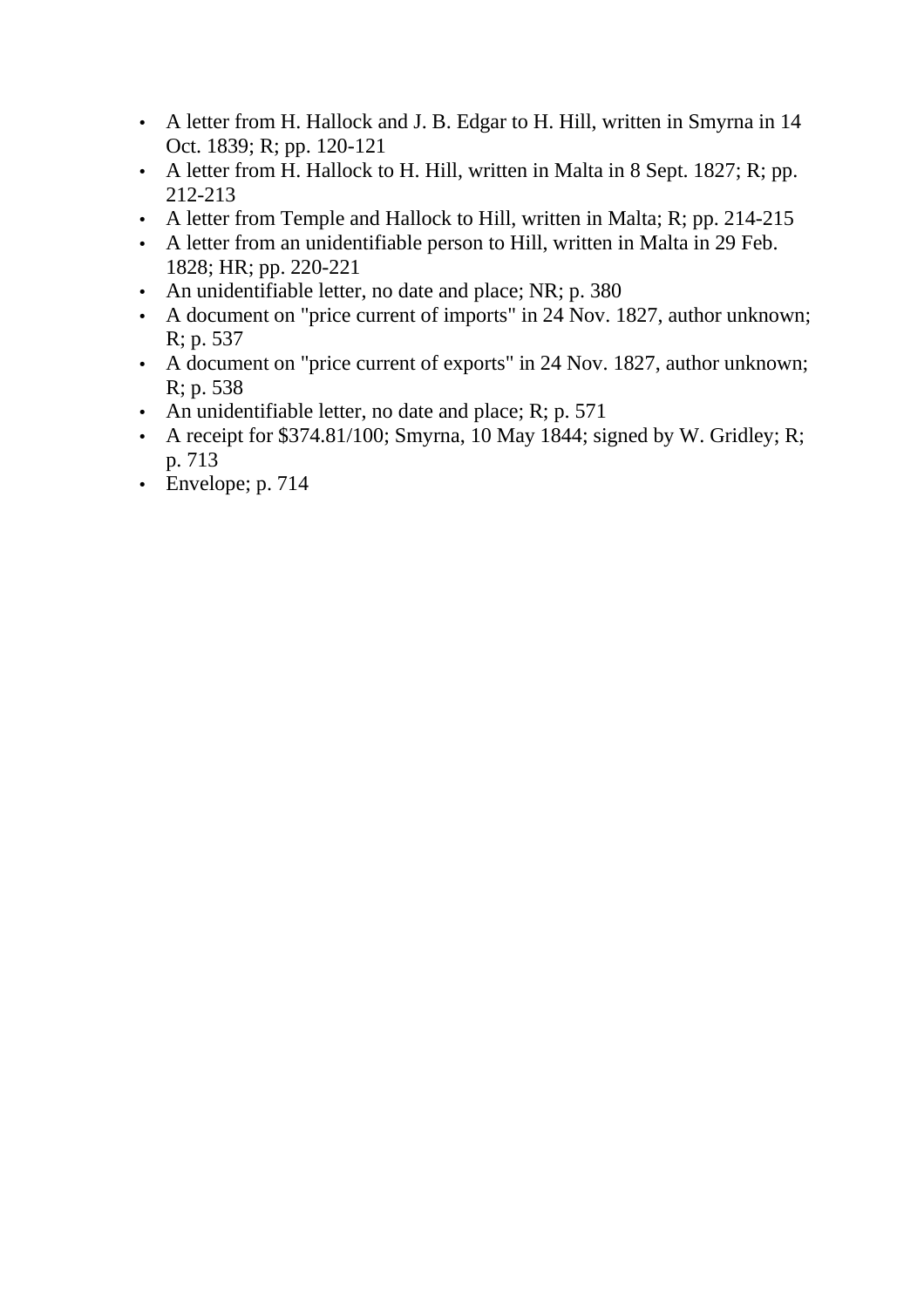- A letter from H. Hallock and J. B. Edgar to H. Hill, written in Smyrna in 14 Oct. 1839; R; pp. 120-121
- A letter from H. Hallock to H. Hill, written in Malta in 8 Sept. 1827; R; pp. 212-213
- A letter from Temple and Hallock to Hill, written in Malta; R; pp. 214-215
- A letter from an unidentifiable person to Hill, written in Malta in 29 Feb. 1828; HR; pp. 220-221
- An unidentifiable letter, no date and place; NR; p. 380
- A document on "price current of imports" in 24 Nov. 1827, author unknown; R; p. 537
- A document on "price current of exports" in 24 Nov. 1827, author unknown; R; p. 538
- An unidentifiable letter, no date and place; R; p. 571
- A receipt for $374.81/100; Smyrna, 10 May 1844; signed by W. Gridley; R; p. 713
- Envelope; p. 714